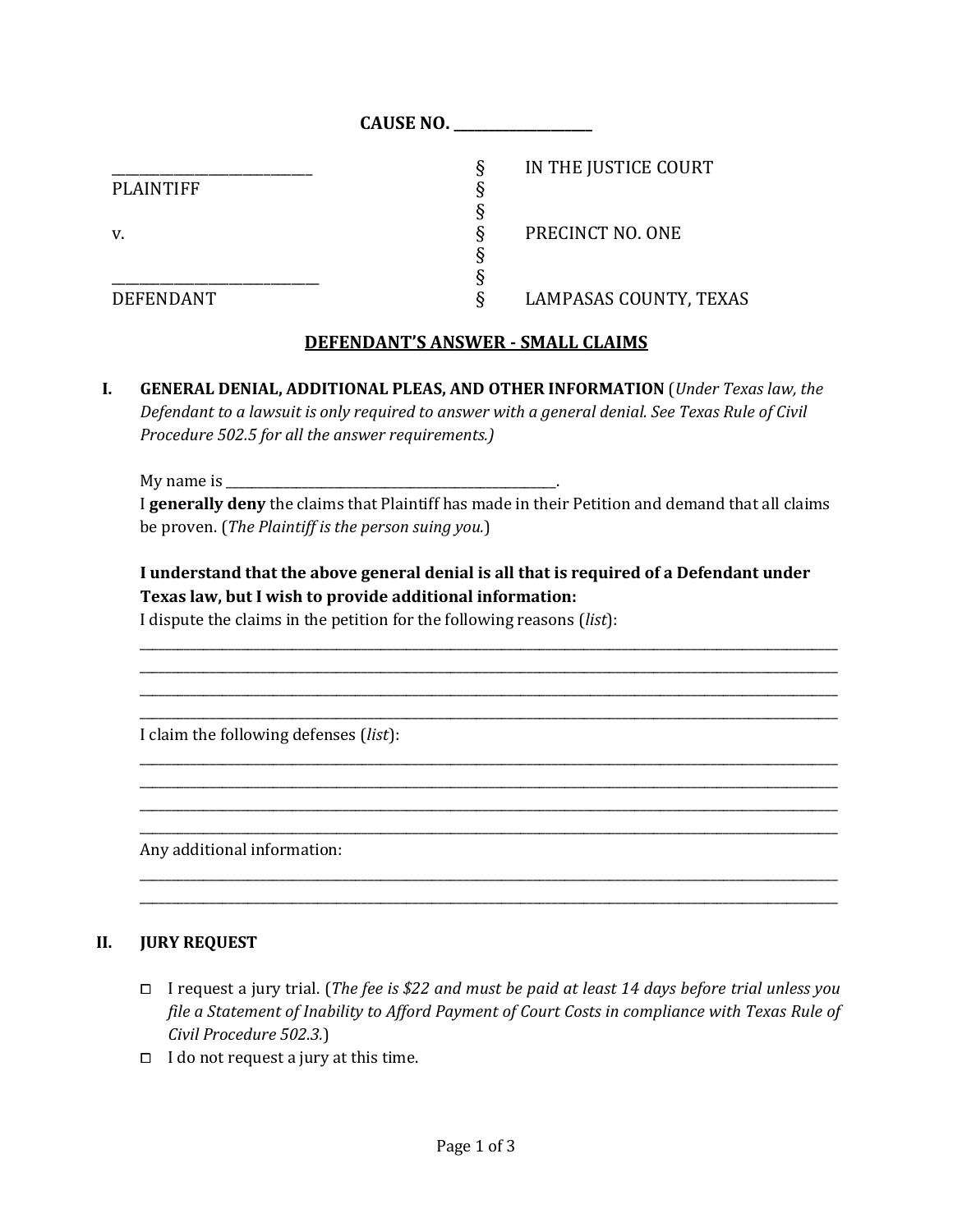**CAUSE NO. ____________________**

| | | |
|---|---|---|
| ____________________________ | § | IN THE JUSTICE COURT |
| PLAINTIFF | § | |
| | § | |
| v. | § | PRECINCT NO. ONE |
| | § | |
| ____________________________ | § | |
| DEFENDANT | § | LAMPASAS COUNTY, TEXAS |

## DEFENDANT'S ANSWER - SMALL CLAIMS

**I. GENERAL DENIAL, ADDITIONAL PLEAS, AND OTHER INFORMATION** (*Under Texas law, the Defendant to a lawsuit is only required to answer with a general denial. See Texas Rule of Civil Procedure 502.5 for all the answer requirements.)*

My name is ___________________________________________________.
I **generally deny** the claims that Plaintiff has made in their Petition and demand that all claims be proven. (*The Plaintiff is the person suing you.*)

**I understand that the above general denial is all that is required of a Defendant under Texas law, but I wish to provide additional information:**
I dispute the claims in the petition for the following reasons (*list*):

________________________________________________________________________________________________
________________________________________________________________________________________________
________________________________________________________________________________________________
________________________________________________________________________________________________

I claim the following defenses (*list*):

________________________________________________________________________________________________
________________________________________________________________________________________________
________________________________________________________________________________________________
________________________________________________________________________________________________

Any additional information:

________________________________________________________________________________________________
________________________________________________________________________________________________

**II. JURY REQUEST**

- ☐ I request a jury trial. (*The fee is $22 and must be paid at least 14 days before trial unless you file a Statement of Inability to Afford Payment of Court Costs in compliance with Texas Rule of Civil Procedure 502.3.*)
- ☐ I do not request a jury at this time.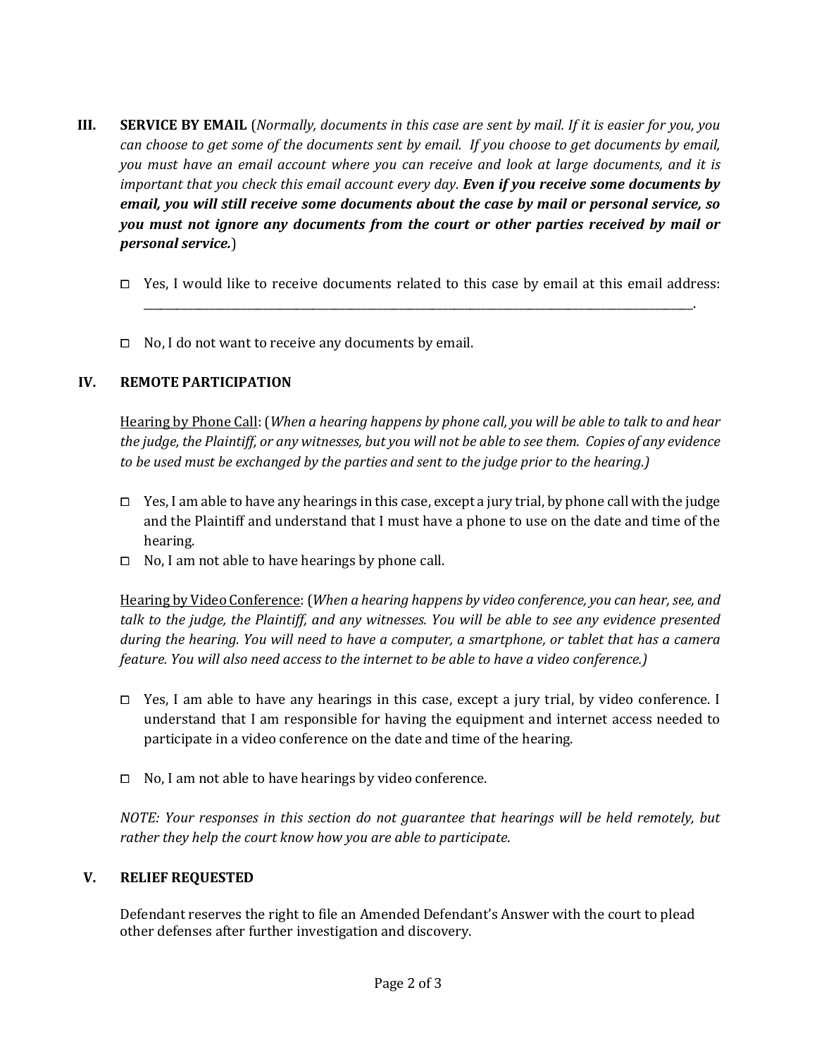## III. SERVICE BY EMAIL

(*Normally, documents in this case are sent by mail. If it is easier for you, you can choose to get some of the documents sent by email. If you choose to get documents by email, you must have an email account where you can receive and look at large documents, and it is important that you check this email account every day.* ***Even if you receive some documents by email, you will still receive some documents about the case by mail or personal service, so you must not ignore any documents from the court or other parties received by mail or personal service.***)

- ☐ Yes, I would like to receive documents related to this case by email at this email address: ______________________________________________________________________________.

- ☐ No, I do not want to receive any documents by email.

## IV. REMOTE PARTICIPATION

Hearing by Phone Call: (*When a hearing happens by phone call, you will be able to talk to and hear the judge, the Plaintiff, or any witnesses, but you will not be able to see them. Copies of any evidence to be used must be exchanged by the parties and sent to the judge prior to the hearing.)*

- ☐ Yes, I am able to have any hearings in this case, except a jury trial, by phone call with the judge and the Plaintiff and understand that I must have a phone to use on the date and time of the hearing.
- ☐ No, I am not able to have hearings by phone call.

Hearing by Video Conference: (*When a hearing happens by video conference, you can hear, see, and talk to the judge, the Plaintiff, and any witnesses. You will be able to see any evidence presented during the hearing. You will need to have a computer, a smartphone, or tablet that has a camera feature. You will also need access to the internet to be able to have a video conference.)*

- ☐ Yes, I am able to have any hearings in this case, except a jury trial, by video conference. I understand that I am responsible for having the equipment and internet access needed to participate in a video conference on the date and time of the hearing.

- ☐ No, I am not able to have hearings by video conference.

*NOTE: Your responses in this section do not guarantee that hearings will be held remotely, but rather they help the court know how you are able to participate.*

## V. RELIEF REQUESTED

Defendant reserves the right to file an Amended Defendant's Answer with the court to plead other defenses after further investigation and discovery.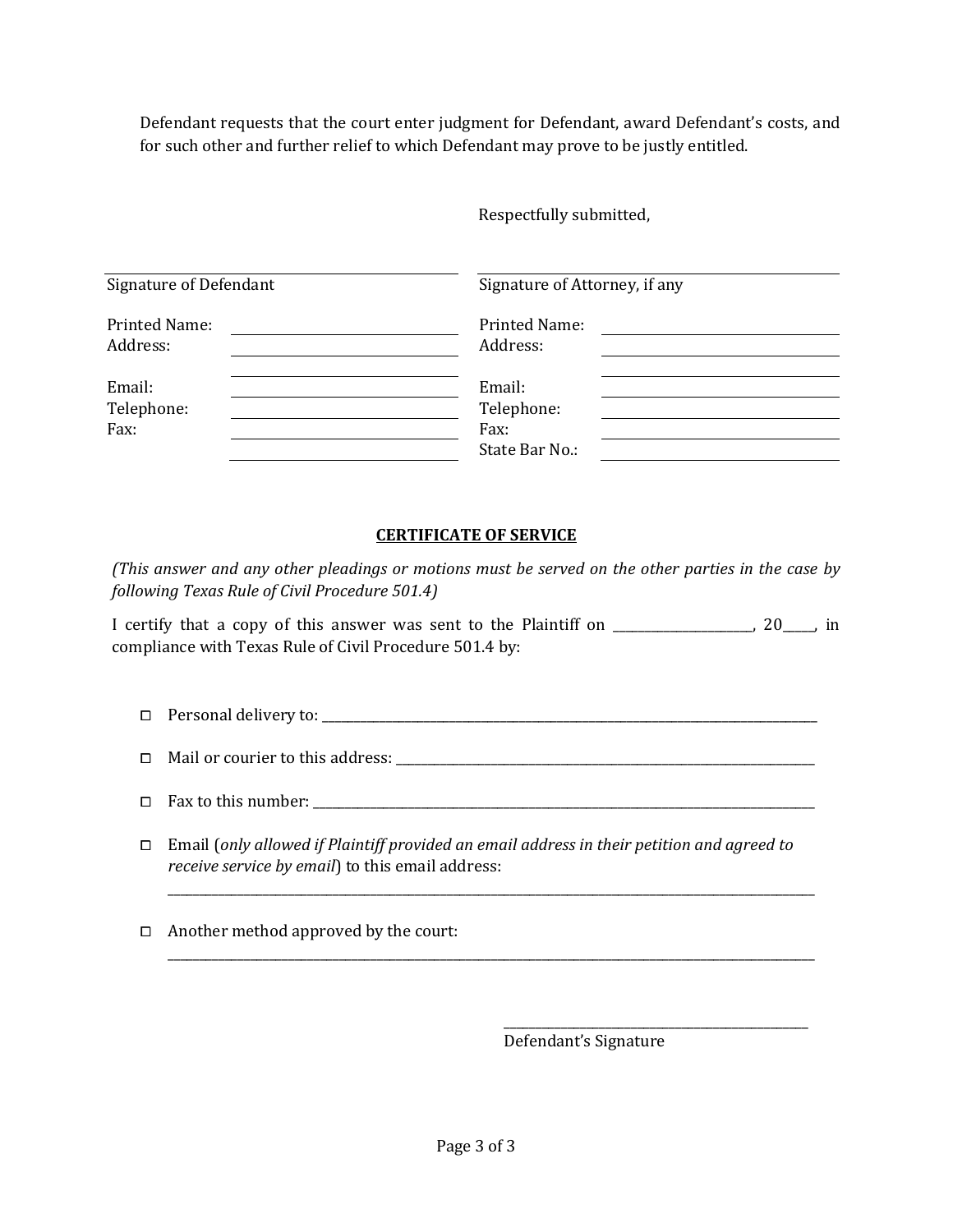Defendant requests that the court enter judgment for Defendant, award Defendant's costs, and for such other and further relief to which Defendant may prove to be justly entitled.

Respectfully submitted,

| | |
|---|---|
| ______________________________ | ______________________________ |
| Signature of Defendant | Signature of Attorney, if any |
| Printed Name: ______________ | Printed Name: ______________ |
| Address: ______________ | Address: ______________ |
| ______________ | ______________ |
| Email: ______________ | Email: ______________ |
| Telephone: ______________ | Telephone: ______________ |
| Fax: ______________ | Fax: ______________ |
| ______________ | State Bar No.: ______________ |

**CERTIFICATE OF SERVICE**

*(This answer and any other pleadings or motions must be served on the other parties in the case by following Texas Rule of Civil Procedure 501.4)*

I certify that a copy of this answer was sent to the Plaintiff on ____________________, 20____, in compliance with Texas Rule of Civil Procedure 501.4 by:

- ☐ Personal delivery to: ______________________________________________
- ☐ Mail or courier to this address: ______________________________________
- ☐ Fax to this number: _______________________________________________
- ☐ Email (*only allowed if Plaintiff provided an email address in their petition and agreed to receive service by email*) to this email address:
  ______________________________________________________________
- ☐ Another method approved by the court:
  ______________________________________________________________

______________________________
Defendant's Signature